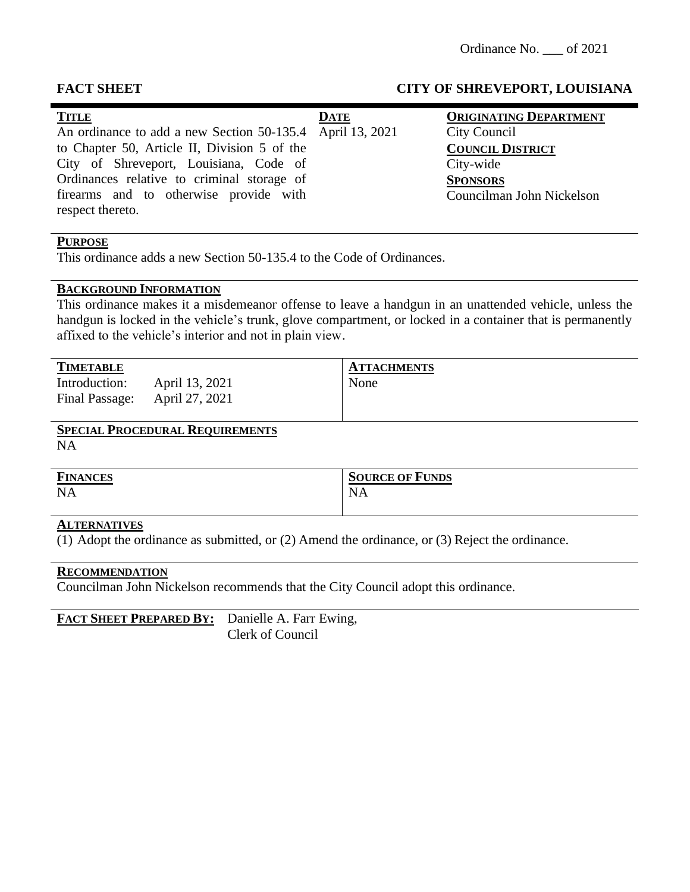Ordinance No. ___ of 2021

**FACT SHEET** **CITY OF SHREVEPORT, LOUISIANA**

| **TITLE** | **DATE** | **ORIGINATING DEPARTMENT** |
|---|---|---|
| An ordinance to add a new Section 50-135.4 to Chapter 50, Article II, Division 5 of the City of Shreveport, Louisiana, Code of Ordinances relative to criminal storage of firearms and to otherwise provide with respect thereto. | April 13, 2021 | City Council<br>**COUNCIL DISTRICT**<br>City-wide<br>**SPONSORS**<br>Councilman John Nickelson |

**PURPOSE**

This ordinance adds a new Section 50-135.4 to the Code of Ordinances.

**BACKGROUND INFORMATION**

This ordinance makes it a misdemeanor offense to leave a handgun in an unattended vehicle, unless the handgun is locked in the vehicle's trunk, glove compartment, or locked in a container that is permanently affixed to the vehicle's interior and not in plain view.

| **TIMETABLE** | | **ATTACHMENTS** |
|---|---|---|
| Introduction: | April 13, 2021 | None |
| Final Passage: | April 27, 2021 | |

**SPECIAL PROCEDURAL REQUIREMENTS**

NA

| **FINANCES** | **SOURCE OF FUNDS** |
|---|---|
| NA | NA |

**ALTERNATIVES**

(1) Adopt the ordinance as submitted, or (2) Amend the ordinance, or (3) Reject the ordinance.

**RECOMMENDATION**

Councilman John Nickelson recommends that the City Council adopt this ordinance.

**FACT SHEET PREPARED BY:** Danielle A. Farr Ewing,
Clerk of Council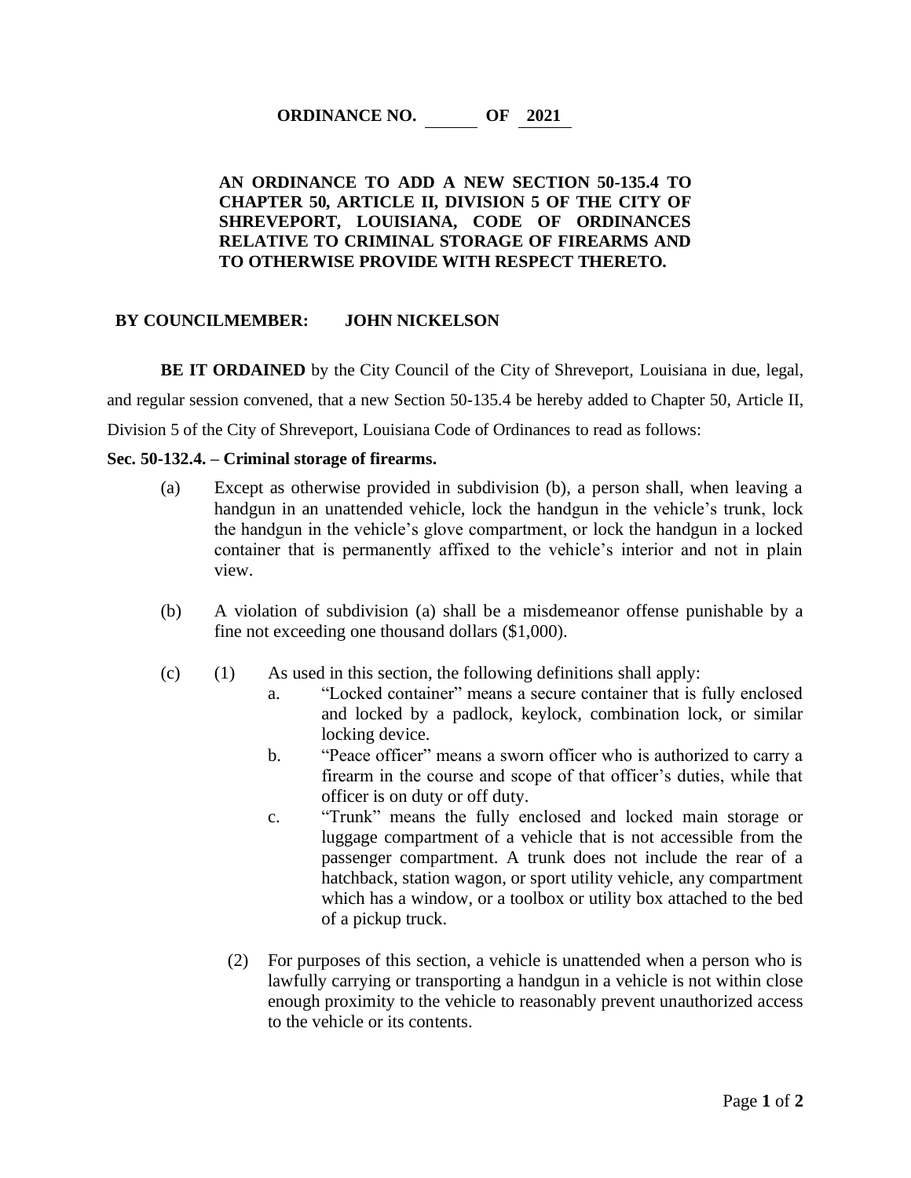**ORDINANCE NO. ______ OF 2021**

**AN ORDINANCE TO ADD A NEW SECTION 50-135.4 TO CHAPTER 50, ARTICLE II, DIVISION 5 OF THE CITY OF SHREVEPORT, LOUISIANA, CODE OF ORDINANCES RELATIVE TO CRIMINAL STORAGE OF FIREARMS AND TO OTHERWISE PROVIDE WITH RESPECT THERETO.**

**BY COUNCILMEMBER: JOHN NICKELSON**

**BE IT ORDAINED** by the City Council of the City of Shreveport, Louisiana in due, legal, and regular session convened, that a new Section 50-135.4 be hereby added to Chapter 50, Article II, Division 5 of the City of Shreveport, Louisiana Code of Ordinances to read as follows:

**Sec. 50-132.4. – Criminal storage of firearms.**

(a) Except as otherwise provided in subdivision (b), a person shall, when leaving a handgun in an unattended vehicle, lock the handgun in the vehicle's trunk, lock the handgun in the vehicle's glove compartment, or lock the handgun in a locked container that is permanently affixed to the vehicle's interior and not in plain view.

(b) A violation of subdivision (a) shall be a misdemeanor offense punishable by a fine not exceeding one thousand dollars ($1,000).

(c) (1) As used in this section, the following definitions shall apply:

a. "Locked container" means a secure container that is fully enclosed and locked by a padlock, keylock, combination lock, or similar locking device.

b. "Peace officer" means a sworn officer who is authorized to carry a firearm in the course and scope of that officer's duties, while that officer is on duty or off duty.

c. "Trunk" means the fully enclosed and locked main storage or luggage compartment of a vehicle that is not accessible from the passenger compartment. A trunk does not include the rear of a hatchback, station wagon, or sport utility vehicle, any compartment which has a window, or a toolbox or utility box attached to the bed of a pickup truck.

(2) For purposes of this section, a vehicle is unattended when a person who is lawfully carrying or transporting a handgun in a vehicle is not within close enough proximity to the vehicle to reasonably prevent unauthorized access to the vehicle or its contents.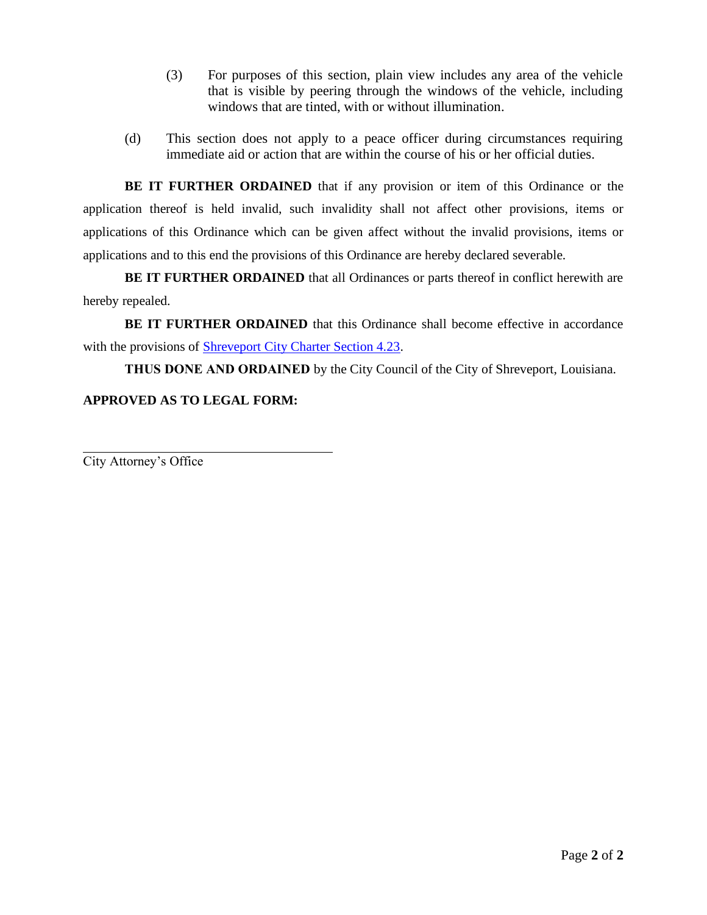(3) For purposes of this section, plain view includes any area of the vehicle that is visible by peering through the windows of the vehicle, including windows that are tinted, with or without illumination.

(d) This section does not apply to a peace officer during circumstances requiring immediate aid or action that are within the course of his or her official duties.

**BE IT FURTHER ORDAINED** that if any provision or item of this Ordinance or the application thereof is held invalid, such invalidity shall not affect other provisions, items or applications of this Ordinance which can be given affect without the invalid provisions, items or applications and to this end the provisions of this Ordinance are hereby declared severable.

**BE IT FURTHER ORDAINED** that all Ordinances or parts thereof in conflict herewith are hereby repealed.

**BE IT FURTHER ORDAINED** that this Ordinance shall become effective in accordance with the provisions of Shreveport City Charter Section 4.23.

**THUS DONE AND ORDAINED** by the City Council of the City of Shreveport, Louisiana.

**APPROVED AS TO LEGAL FORM:**

\_\_\_\_\_\_\_\_\_\_\_\_\_\_\_\_\_\_\_\_\_\_\_\_\_\_\_\_\_\_\_\_\_\_\_\_
City Attorney's Office